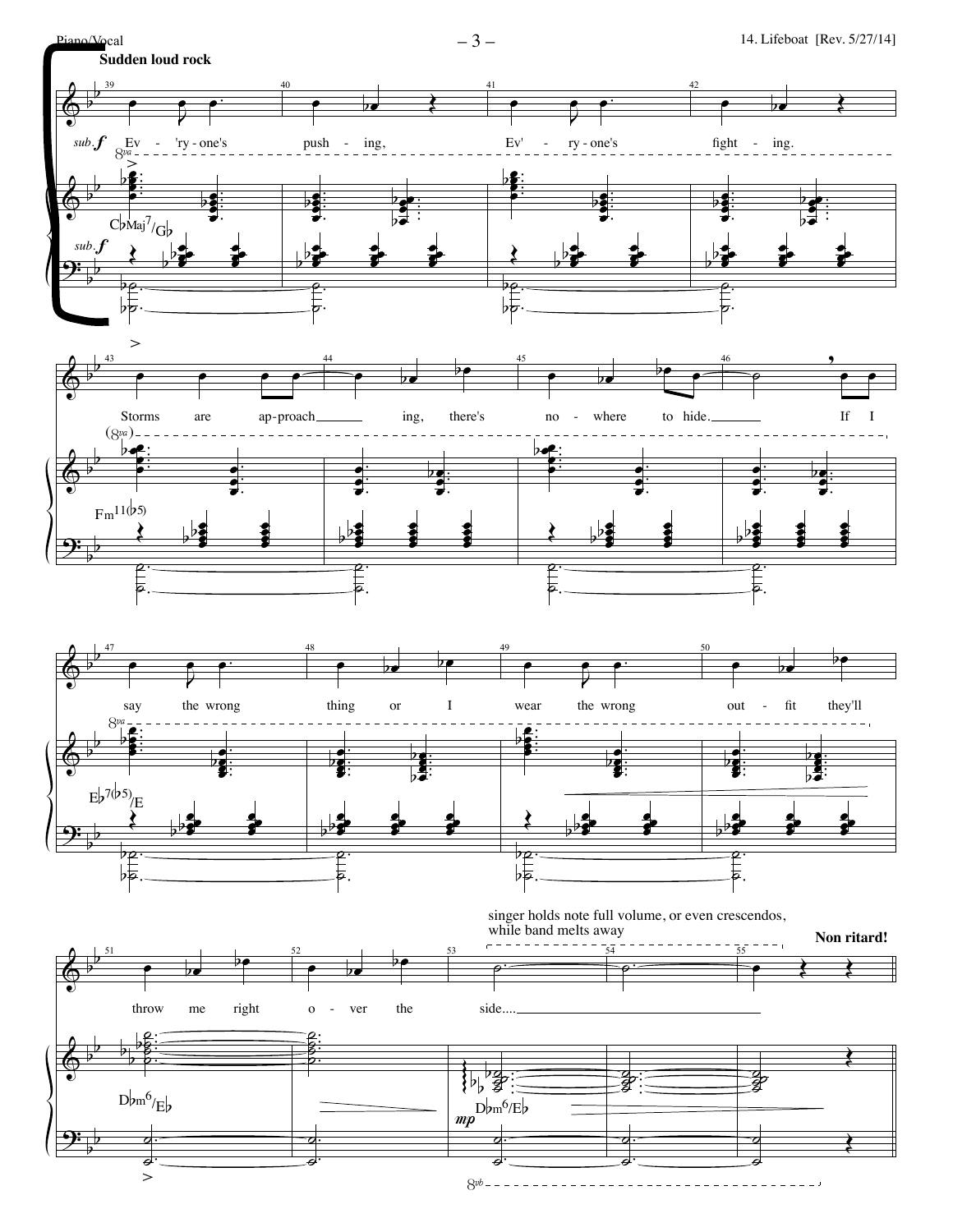**Sudden loud rock**

*sub.* ***f***

Ev - 'ry - one's push - ing, Ev' - ry - one's fight - ing.

Storms are ap - proach ing, there's no - where to hide. If I

say the wrong thing or I wear the wrong out - fit they'll

throw me right o - ver the side....

singer holds note full volume, or even crescendos, while band melts away

**Non ritard!**

C♭Maj7/G♭

Fm11(♭5)

E♭7(♭5)/E

D♭m6/E♭

D♭m6/E♭

*mp*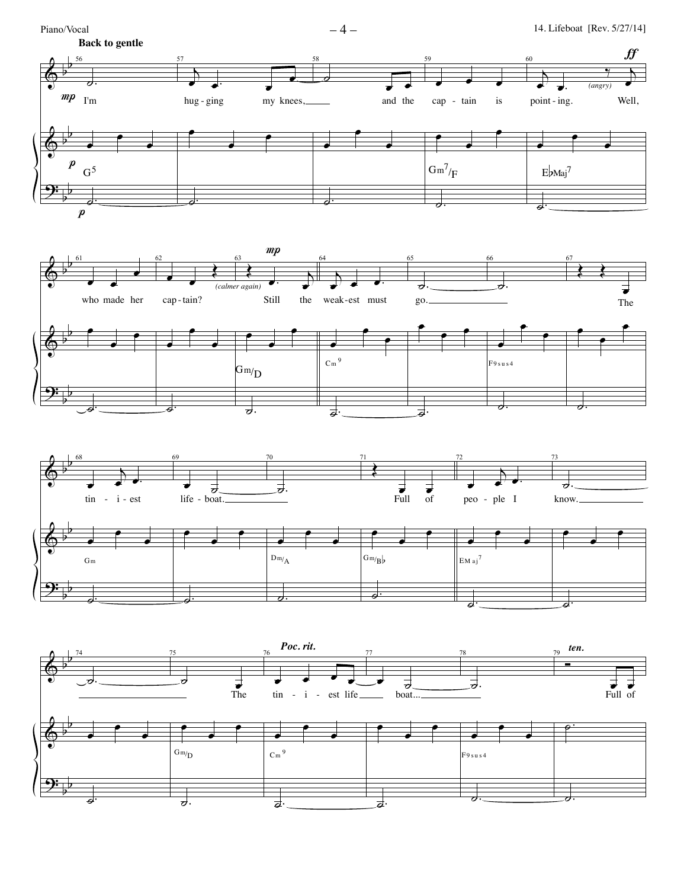**Back to gentle**

I'm hugging my knees, and the captain is pointing. *(angry)* Well, who made her captain? *(calmer again)* Still the weakest must go.

The tiniest lifeboat. Full of people I know.

The tiniest life boat... Full of

*Poc. rit.* *ten.*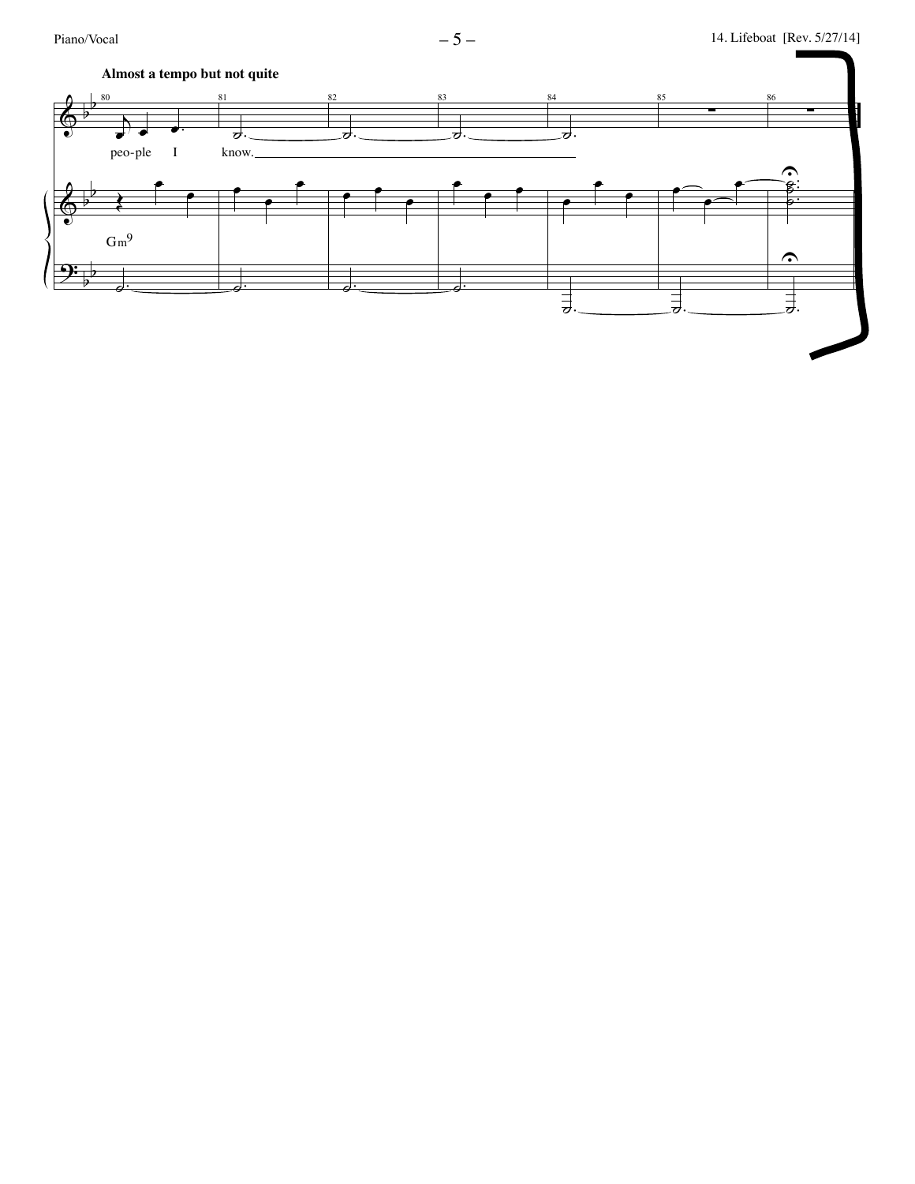**Almost a tempo but not quite**

peo-ple I know.

Gm[9]